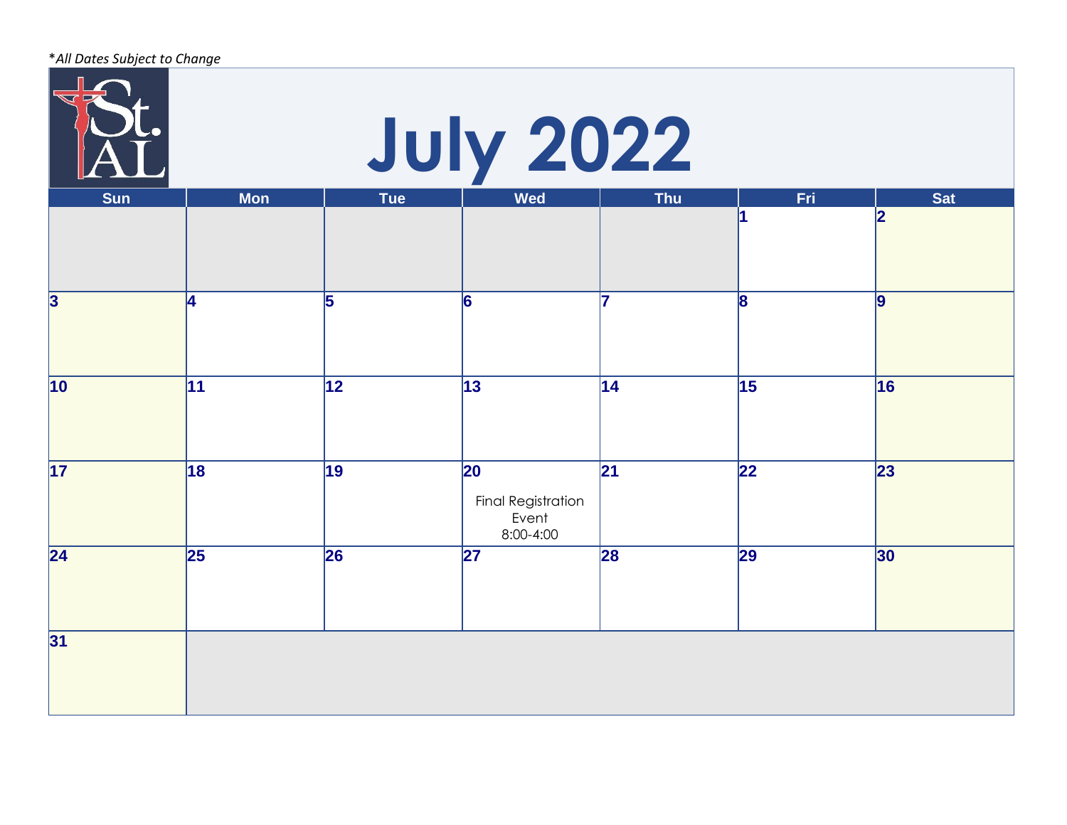*All Dates Subject to Change

# July 2022

| Sun | Mon | Tue | Wed | Thu | Fri | Sat |
|---|---|---|---|---|---|---|
| | | | | | 1 | 2 |
| 3 | 4 | 5 | 6 | 7 | 8 | 9 |
| 10 | 11 | 12 | 13 | 14 | 15 | 16 |
| 17 | 18 | 19 | 20<br>Final Registration Event<br>8:00-4:00 | 21 | 22 | 23 |
| 24 | 25 | 26 | 27 | 28 | 29 | 30 |
| 31 | | | | | | |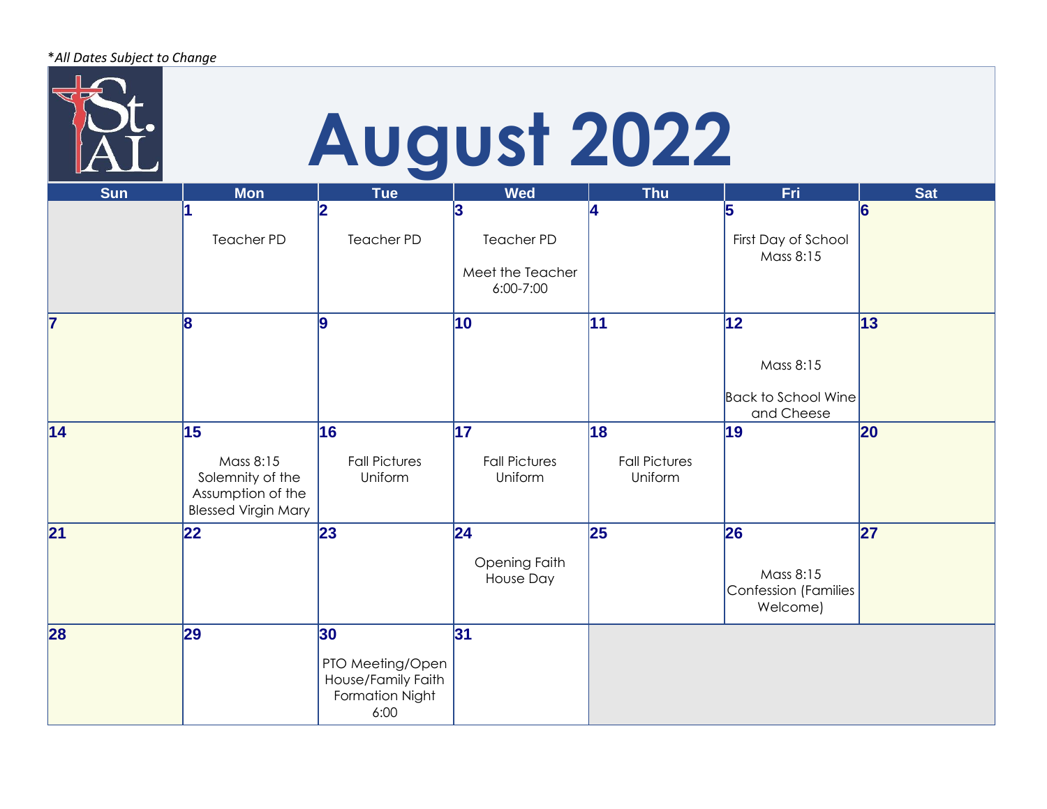*All Dates Subject to Change

# August 2022

| Sun | Mon | Tue | Wed | Thu | Fri | Sat |
|---|---|---|---|---|---|---|
| | 1<br>Teacher PD | 2<br>Teacher PD | 3<br>Teacher PD<br><br>Meet the Teacher 6:00-7:00 | 4 | 5<br>First Day of School<br>Mass 8:15 | 6 |
| 7 | 8 | 9 | 10 | 11 | 12<br>Mass 8:15<br><br>Back to School Wine and Cheese | 13 |
| 14 | 15<br>Mass 8:15<br>Solemnity of the Assumption of the Blessed Virgin Mary | 16<br>Fall Pictures<br>Uniform | 17<br>Fall Pictures<br>Uniform | 18<br>Fall Pictures<br>Uniform | 19 | 20 |
| 21 | 22 | 23 | 24<br>Opening Faith House Day | 25 | 26<br>Mass 8:15<br>Confession (Families Welcome) | 27 |
| 28 | 29 | 30<br>PTO Meeting/Open House/Family Faith Formation Night 6:00 | 31 | | | |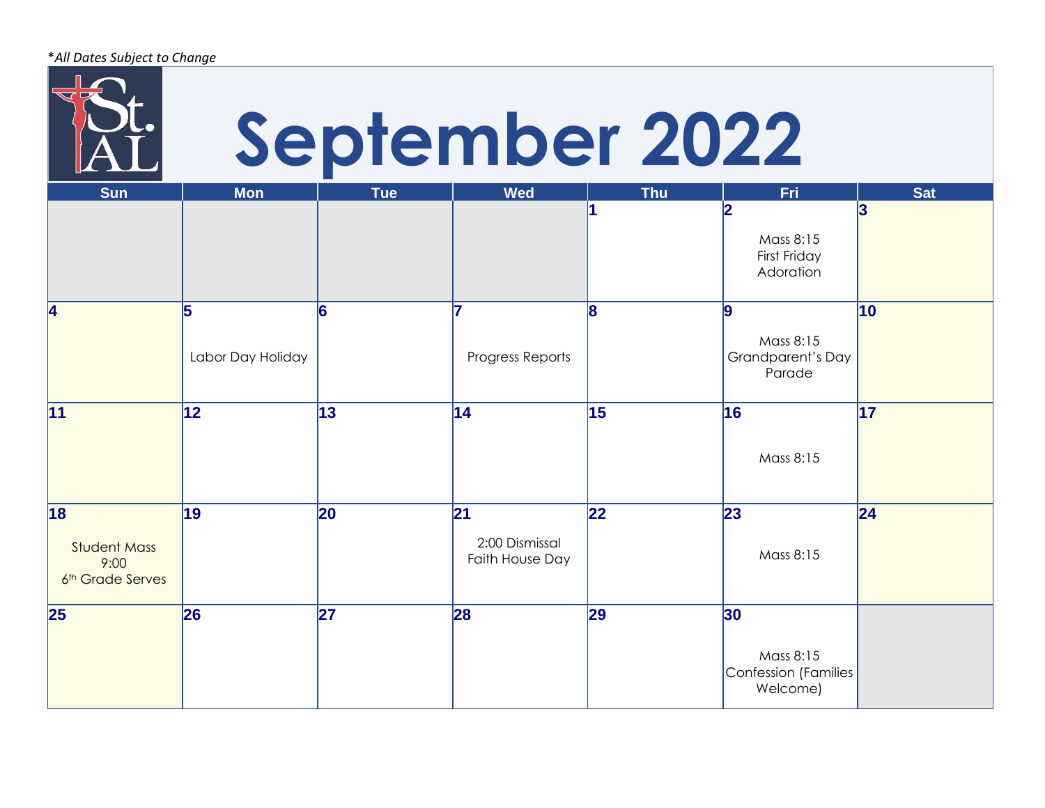*All Dates Subject to Change*

# September 2022

| Sun | Mon | Tue | Wed | Thu | Fri | Sat |
|---|---|---|---|---|---|---|
| | | | | 1 | 2<br>Mass 8:15<br>First Friday Adoration | 3 |
| 4 | 5<br>Labor Day Holiday | 6 | 7<br>Progress Reports | 8 | 9<br>Mass 8:15<br>Grandparent's Day Parade | 10 |
| 11 | 12 | 13 | 14 | 15 | 16<br>Mass 8:15 | 17 |
| 18<br>Student Mass 9:00<br>6th Grade Serves | 19 | 20 | 21<br>2:00 Dismissal<br>Faith House Day | 22 | 23<br>Mass 8:15 | 24 |
| 25 | 26 | 27 | 28 | 29 | 30<br>Mass 8:15<br>Confession (Families Welcome) | |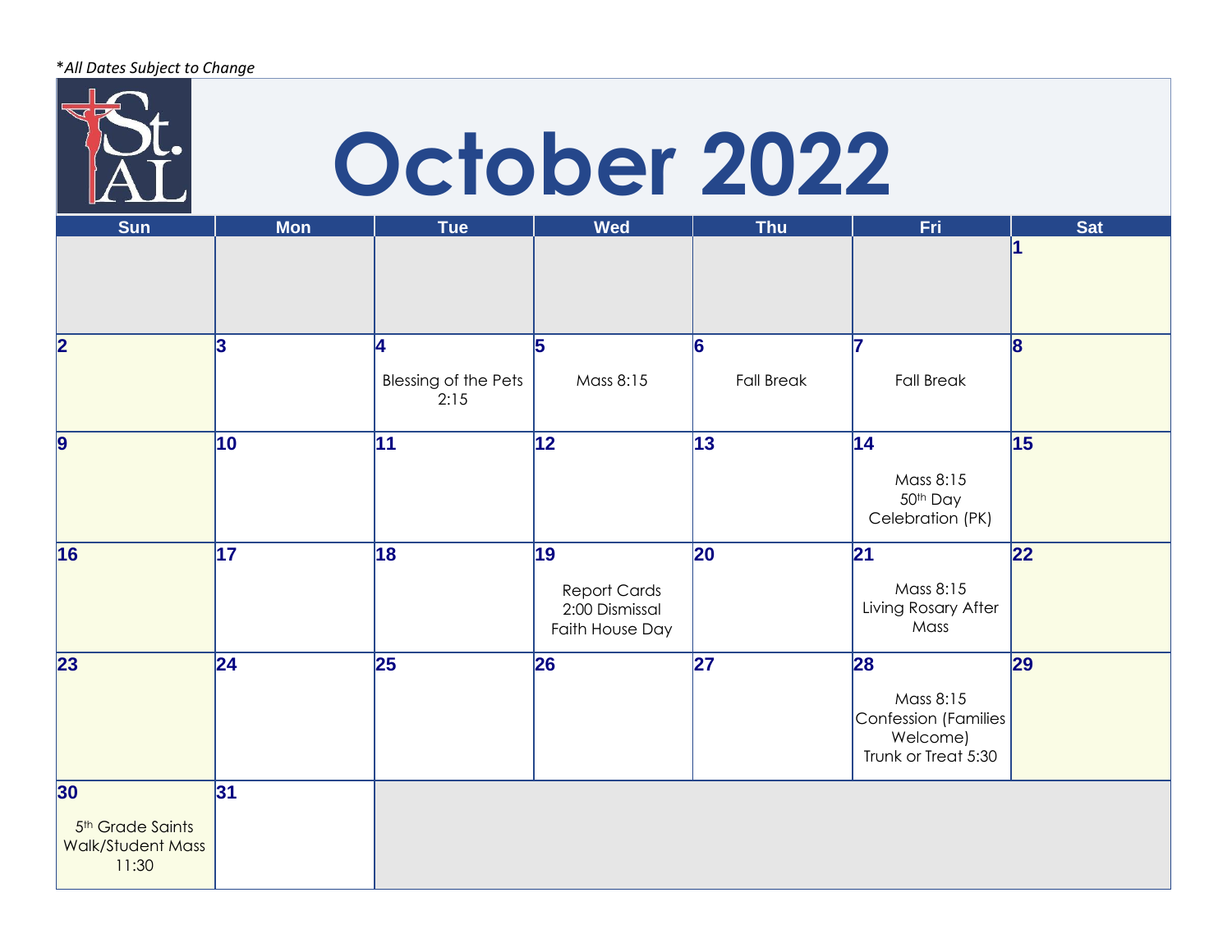*All Dates Subject to Change*

# October 2022

| Sun | Mon | Tue | Wed | Thu | Fri | Sat |
|---|---|---|---|---|---|---|
| | | | | | | 1 |
| 2 | 3 | 4<br>Blessing of the Pets 2:15 | 5<br>Mass 8:15 | 6<br>Fall Break | 7<br>Fall Break | 8 |
| 9 | 10 | 11 | 12 | 13 | 14<br>Mass 8:15<br>50th Day Celebration (PK) | 15 |
| 16 | 17 | 18 | 19<br>Report Cards<br>2:00 Dismissal<br>Faith House Day | 20 | 21<br>Mass 8:15<br>Living Rosary After Mass | 22 |
| 23 | 24 | 25 | 26 | 27 | 28<br>Mass 8:15<br>Confession (Families Welcome)<br>Trunk or Treat 5:30 | 29 |
| 30<br>5th Grade Saints Walk/Student Mass 11:30 | 31 | | | | | |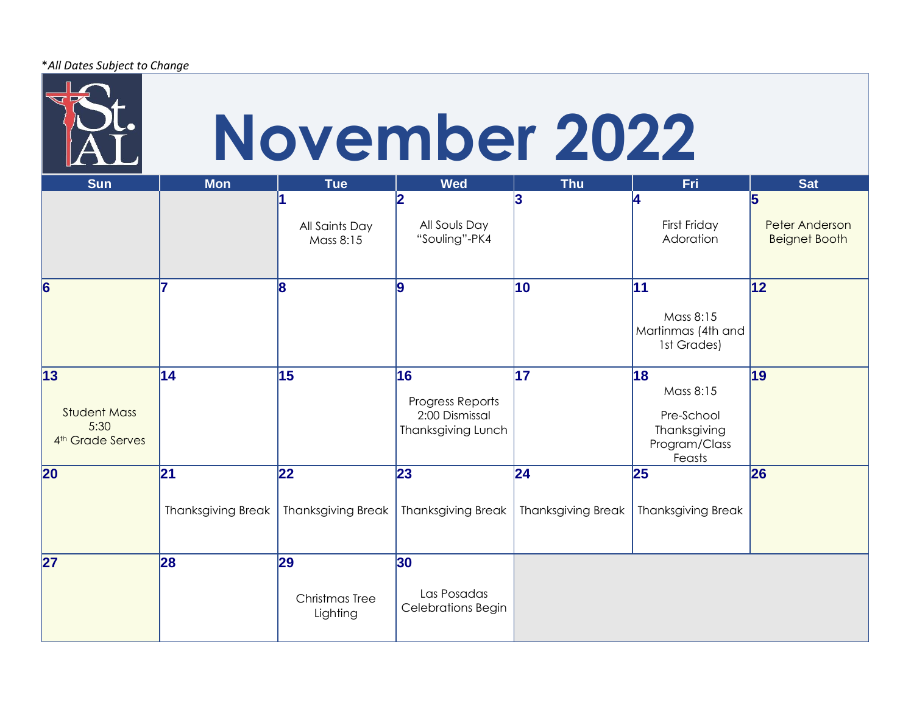*\*All Dates Subject to Change*

# November 2022

| Sun | Mon | Tue | Wed | Thu | Fri | Sat |
|---|---|---|---|---|---|---|
| | | **1** All Saints Day Mass 8:15 | **2** All Souls Day "Souling"-PK4 | **3** | **4** First Friday Adoration | **5** Peter Anderson Beignet Booth |
| **6** | **7** | **8** | **9** | **10** | **11** Mass 8:15 Martinmas (4th and 1st Grades) | **12** |
| **13** Student Mass 5:30 4th Grade Serves | **14** | **15** | **16** Progress Reports 2:00 Dismissal Thanksgiving Lunch | **17** | **18** Mass 8:15 Pre-School Thanksgiving Program/Class Feasts | **19** |
| **20** | **21** Thanksgiving Break | **22** Thanksgiving Break | **23** Thanksgiving Break | **24** Thanksgiving Break | **25** Thanksgiving Break | **26** |
| **27** | **28** | **29** Christmas Tree Lighting | **30** Las Posadas Celebrations Begin | | | |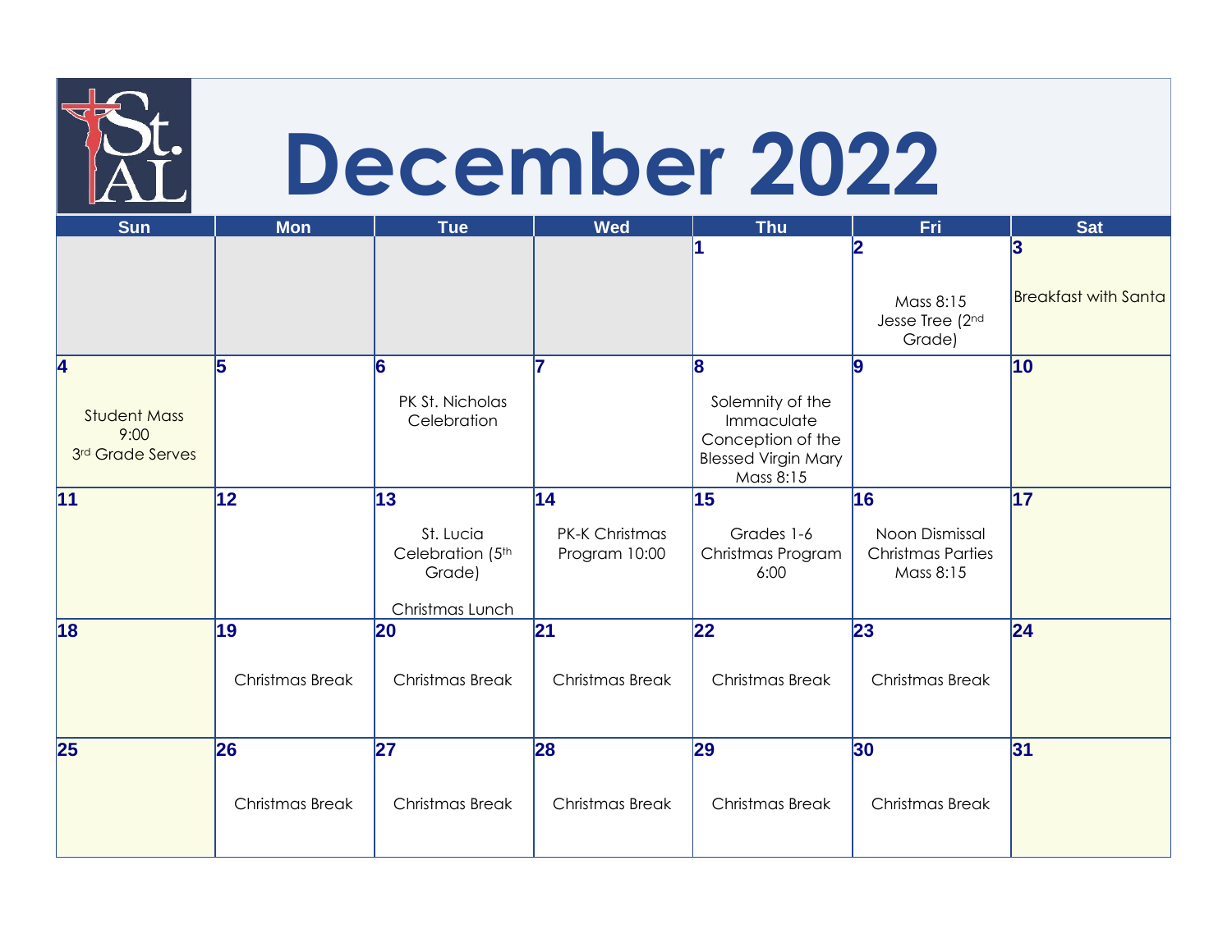# December 2022

| Sun | Mon | Tue | Wed | Thu | Fri | Sat |
|---|---|---|---|---|---|---|
| | | | | 1 | 2<br>Mass 8:15<br>Jesse Tree (2nd Grade) | 3<br>Breakfast with Santa |
| 4<br>Student Mass 9:00<br>3rd Grade Serves | 5 | 6<br>PK St. Nicholas Celebration | 7 | 8<br>Solemnity of the Immaculate Conception of the Blessed Virgin Mary<br>Mass 8:15 | 9 | 10 |
| 11 | 12 | 13<br>St. Lucia Celebration (5th Grade)<br>Christmas Lunch | 14<br>PK-K Christmas Program 10:00 | 15<br>Grades 1-6 Christmas Program 6:00 | 16<br>Noon Dismissal<br>Christmas Parties<br>Mass 8:15 | 17 |
| 18 | 19<br>Christmas Break | 20<br>Christmas Break | 21<br>Christmas Break | 22<br>Christmas Break | 23<br>Christmas Break | 24 |
| 25 | 26<br>Christmas Break | 27<br>Christmas Break | 28<br>Christmas Break | 29<br>Christmas Break | 30<br>Christmas Break | 31 |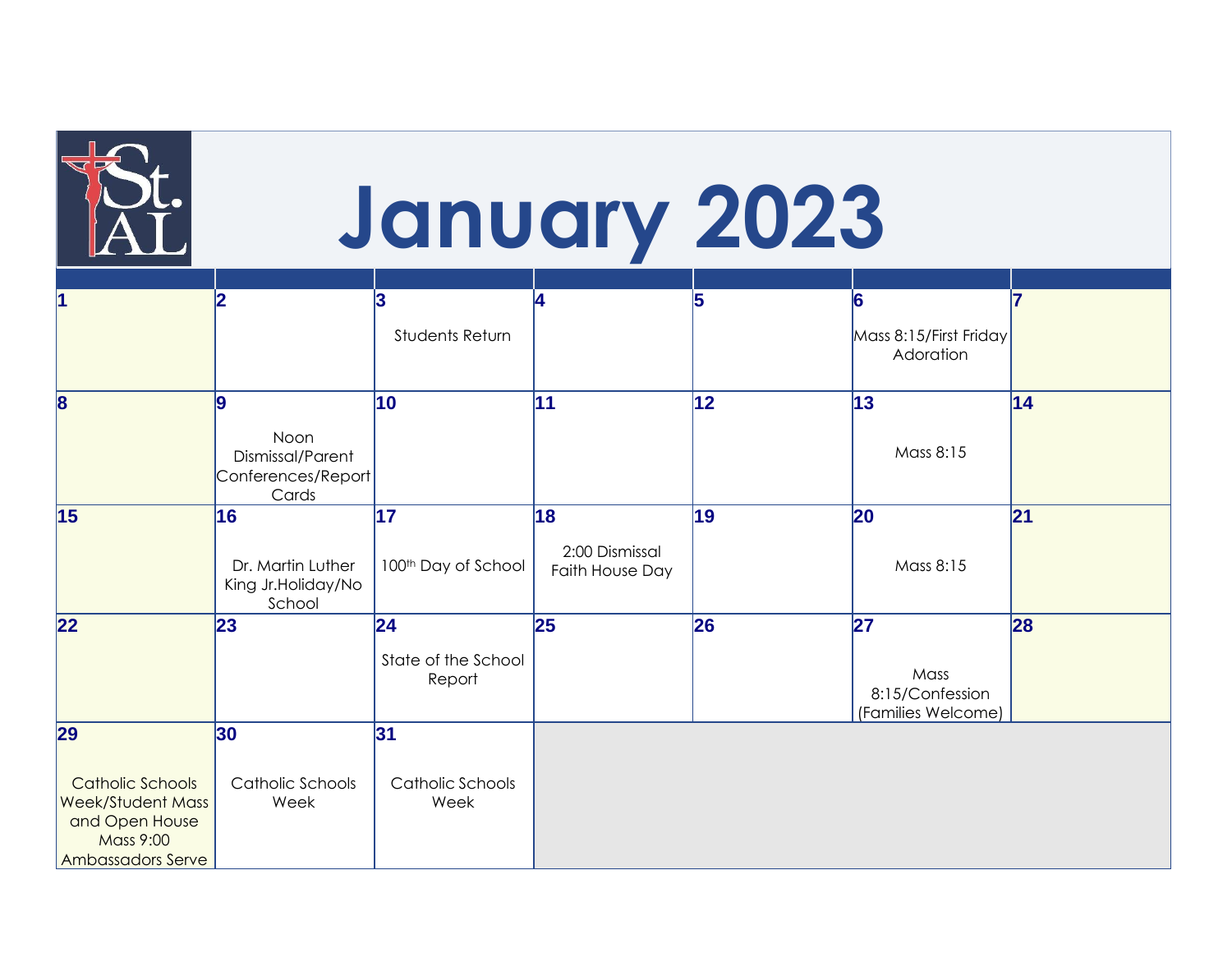# January 2023

| | | | | | | |
|---|---|---|---|---|---|---|
| 1 | 2 | 3<br>Students Return | 4 | 5 | 6<br>Mass 8:15/First Friday Adoration | 7 |
| 8 | 9<br>Noon Dismissal/Parent Conferences/Report Cards | 10 | 11 | 12 | 13<br>Mass 8:15 | 14 |
| 15 | 16<br>Dr. Martin Luther King Jr.Holiday/No School | 17<br>100th Day of School | 18<br>2:00 Dismissal Faith House Day | 19 | 20<br>Mass 8:15 | 21 |
| 22 | 23 | 24<br>State of the School Report | 25 | 26 | 27<br>Mass 8:15/Confession (Families Welcome) | 28 |
| 29<br>Catholic Schools Week/Student Mass and Open House Mass 9:00 Ambassadors Serve | 30<br>Catholic Schools Week | 31<br>Catholic Schools Week | | | | |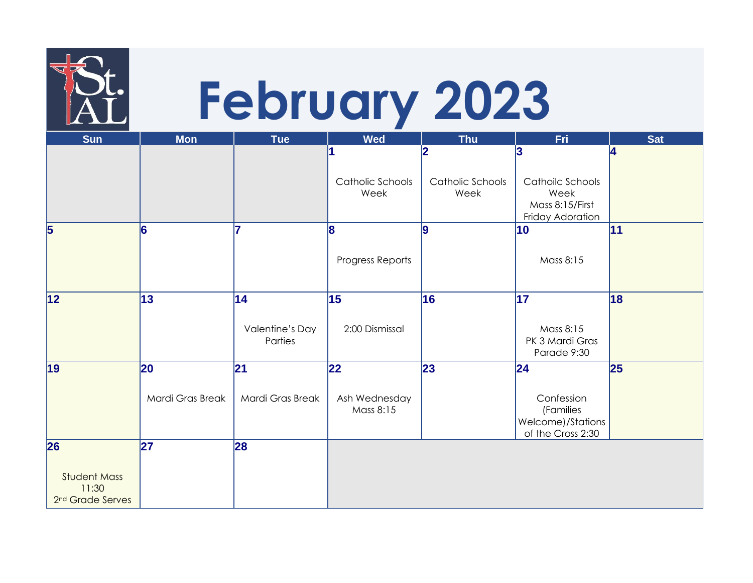# February 2023

| Sun | Mon | Tue | Wed | Thu | Fri | Sat |
|---|---|---|---|---|---|---|
| | | | **1** Catholic Schools Week | **2** Catholic Schools Week | **3** Catholic Schools Week Mass 8:15/First Friday Adoration | **4** |
| **5** | **6** | **7** | **8** Progress Reports | **9** | **10** Mass 8:15 | **11** |
| **12** | **13** | **14** Valentine's Day Parties | **15** 2:00 Dismissal | **16** | **17** Mass 8:15 PK 3 Mardi Gras Parade 9:30 | **18** |
| **19** | **20** Mardi Gras Break | **21** Mardi Gras Break | **22** Ash Wednesday Mass 8:15 | **23** | **24** Confession (Families Welcome)/Stations of the Cross 2:30 | **25** |
| **26** Student Mass 11:30 2nd Grade Serves | **27** | **28** | | | | |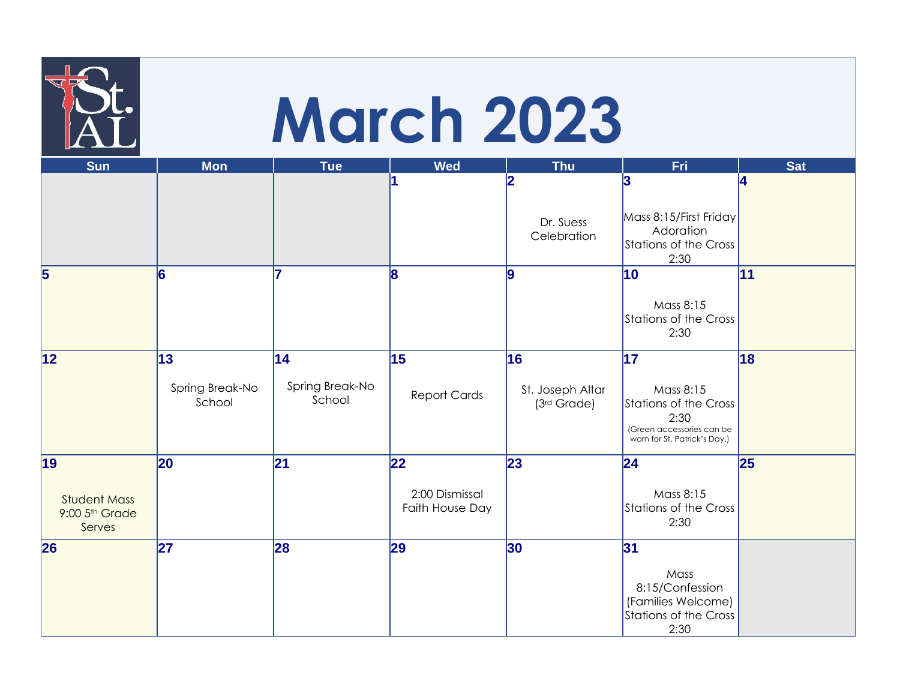# March 2023

| Sun | Mon | Tue | Wed | Thu | Fri | Sat |
|---|---|---|---|---|---|---|
| | | | **1** | **2** Dr. Suess Celebration | **3** Mass 8:15/First Friday Adoration Stations of the Cross 2:30 | **4** |
| **5** | **6** | **7** | **8** | **9** | **10** Mass 8:15 Stations of the Cross 2:30 | **11** |
| **12** | **13** Spring Break-No School | **14** Spring Break-No School | **15** Report Cards | **16** St. Joseph Altar (3rd Grade) | **17** Mass 8:15 Stations of the Cross 2:30 (Green accessories can be worn for St. Patrick's Day.) | **18** |
| **19** Student Mass 9:00 5th Grade Serves | **20** | **21** | **22** 2:00 Dismissal Faith House Day | **23** | **24** Mass 8:15 Stations of the Cross 2:30 | **25** |
| **26** | **27** | **28** | **29** | **30** | **31** Mass 8:15/Confession (Families Welcome) Stations of the Cross 2:30 | |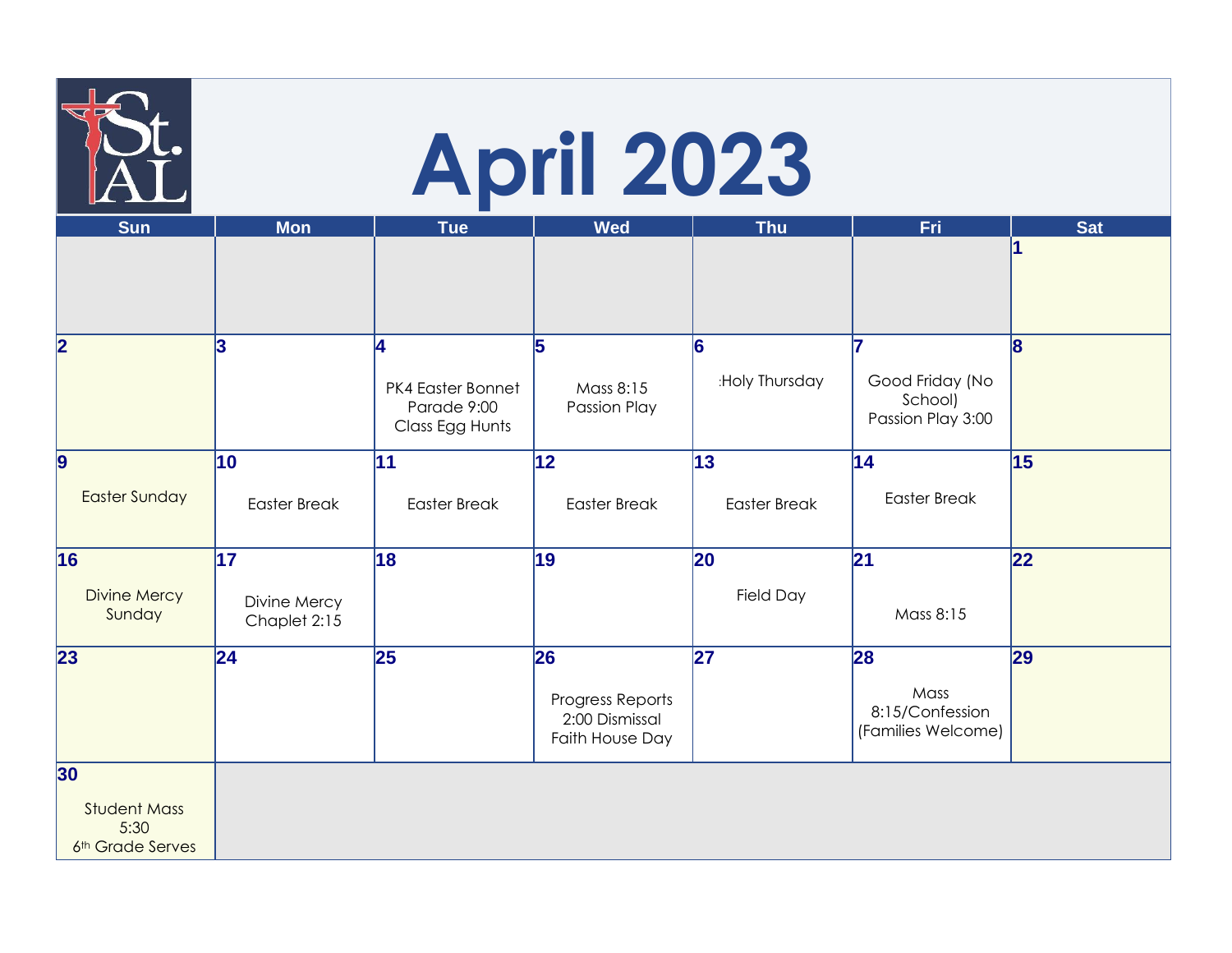# April 2023

| Sun | Mon | Tue | Wed | Thu | Fri | Sat |
|---|---|---|---|---|---|---|
| | | | | | | 1 |
| 2 | 3 | 4<br>PK4 Easter Bonnet Parade 9:00<br>Class Egg Hunts | 5<br>Mass 8:15<br>Passion Play | 6<br>:Holy Thursday | 7<br>Good Friday (No School)<br>Passion Play 3:00 | 8 |
| 9<br>Easter Sunday | 10<br>Easter Break | 11<br>Easter Break | 12<br>Easter Break | 13<br>Easter Break | 14<br>Easter Break | 15 |
| 16<br>Divine Mercy Sunday | 17<br>Divine Mercy Chaplet 2:15 | 18 | 19 | 20<br>Field Day | 21<br>Mass 8:15 | 22 |
| 23 | 24 | 25 | 26<br>Progress Reports<br>2:00 Dismissal<br>Faith House Day | 27 | 28<br>Mass 8:15/Confession (Families Welcome) | 29 |
| 30<br>Student Mass 5:30<br>6th Grade Serves | | | | | | |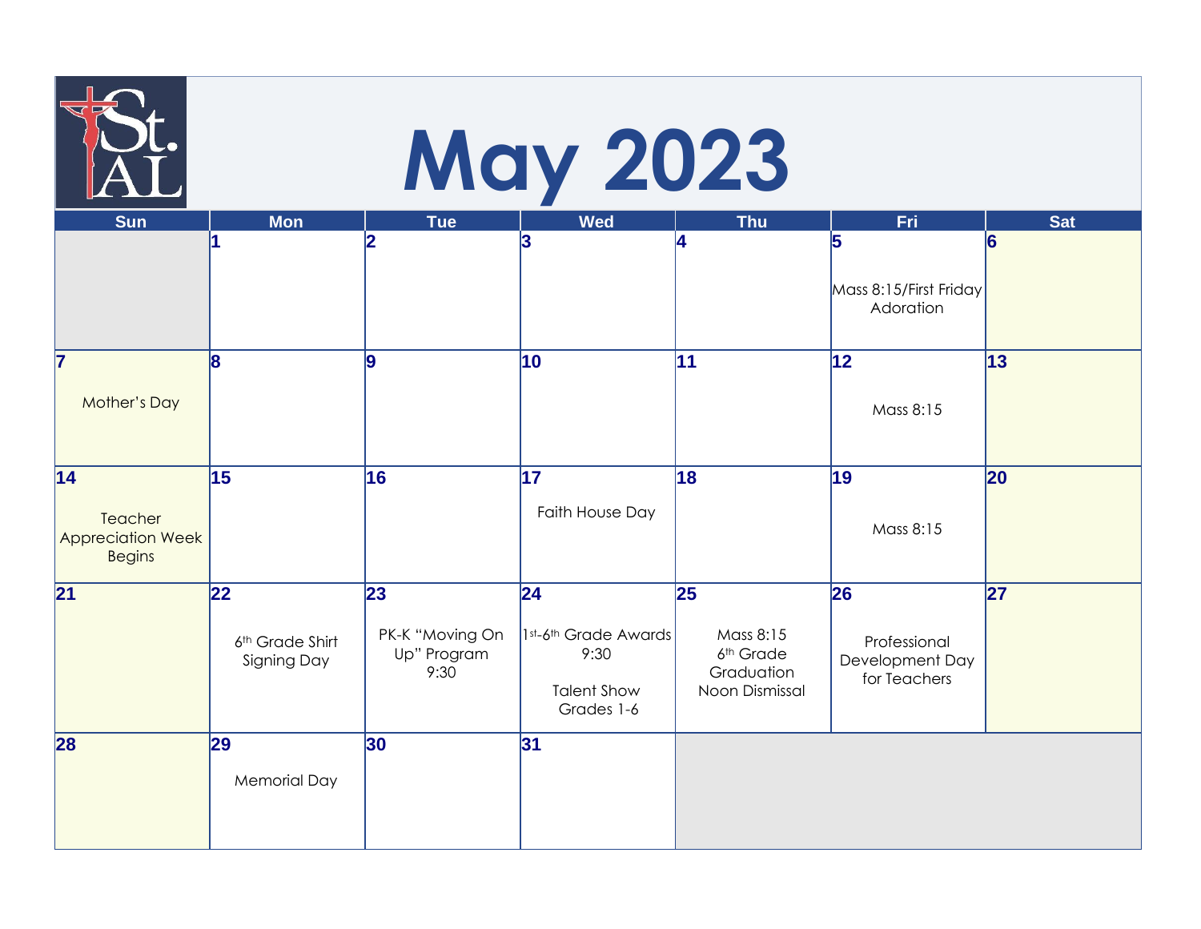# May 2023

| Sun | Mon | Tue | Wed | Thu | Fri | Sat |
|---|---|---|---|---|---|---|
| | 1 | 2 | 3 | 4 | 5 Mass 8:15/First Friday Adoration | 6 |
| 7 Mother's Day | 8 | 9 | 10 | 11 | 12 Mass 8:15 | 13 |
| 14 Teacher Appreciation Week Begins | 15 | 16 | 17 Faith House Day | 18 | 19 Mass 8:15 | 20 |
| 21 | 22 6th Grade Shirt Signing Day | 23 PK-K "Moving On Up" Program 9:30 | 24 1st-6th Grade Awards 9:30; Talent Show Grades 1-6 | 25 Mass 8:15; 6th Grade Graduation; Noon Dismissal | 26 Professional Development Day for Teachers | 27 |
| 28 | 29 Memorial Day | 30 | 31 | | | |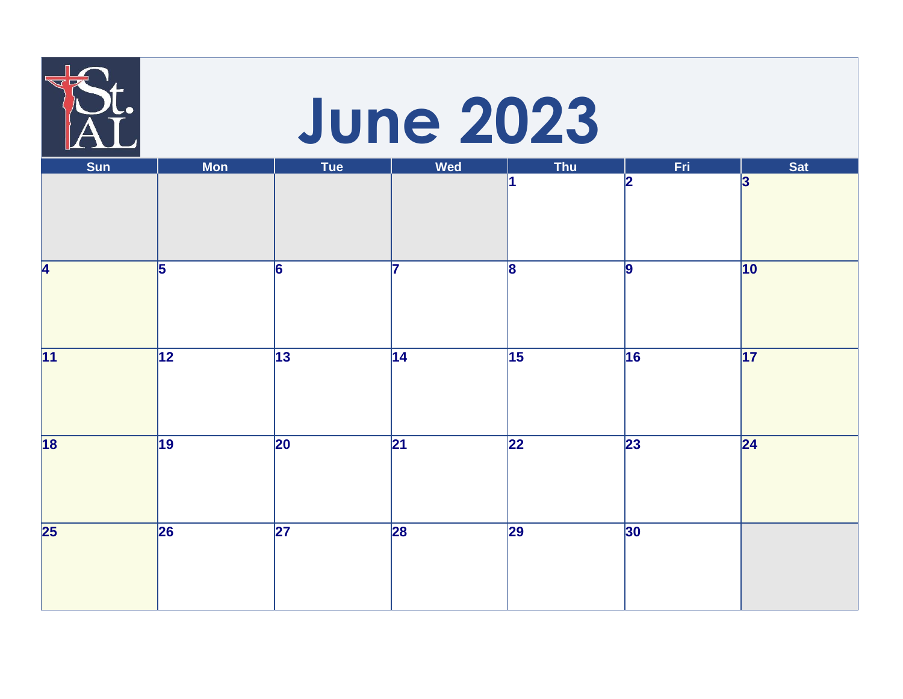# June 2023

| Sun | Mon | Tue | Wed | Thu | Fri | Sat |
| --- | --- | --- | --- | --- | --- | --- |
| | | | | 1 | 2 | 3 |
| 4 | 5 | 6 | 7 | 8 | 9 | 10 |
| 11 | 12 | 13 | 14 | 15 | 16 | 17 |
| 18 | 19 | 20 | 21 | 22 | 23 | 24 |
| 25 | 26 | 27 | 28 | 29 | 30 | |